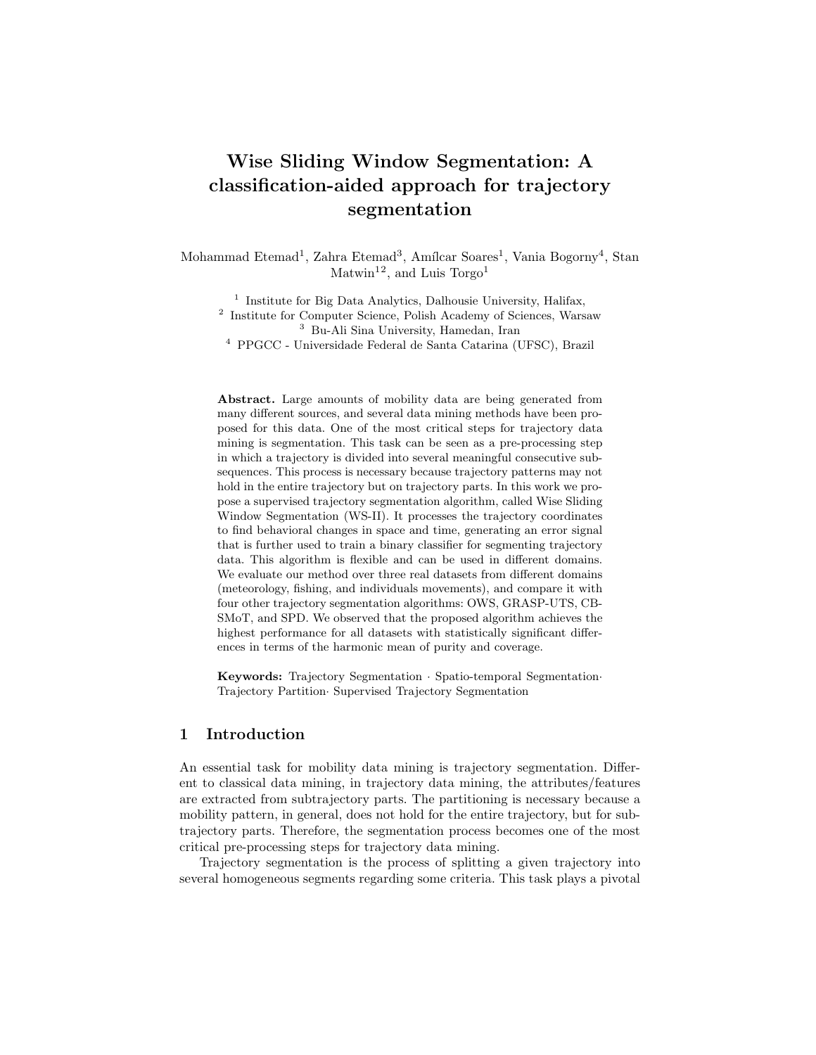# Wise Sliding Window Segmentation: A classification-aided approach for trajectory segmentation

Mohammad Etemad[1], Zahra Etemad[3], Amílcar Soares[1], Vania Bogorny[4], Stan Matwin[1,2], and Luis Torgo[1]

[1] Institute for Big Data Analytics, Dalhousie University, Halifax,
[2] Institute for Computer Science, Polish Academy of Sciences, Warsaw
[3] Bu-Ali Sina University, Hamedan, Iran
[4] PPGCC - Universidade Federal de Santa Catarina (UFSC), Brazil

**Abstract.** Large amounts of mobility data are being generated from many different sources, and several data mining methods have been proposed for this data. One of the most critical steps for trajectory data mining is segmentation. This task can be seen as a pre-processing step in which a trajectory is divided into several meaningful consecutive subsequences. This process is necessary because trajectory patterns may not hold in the entire trajectory but on trajectory parts. In this work we propose a supervised trajectory segmentation algorithm, called Wise Sliding Window Segmentation (WS-II). It processes the trajectory coordinates to find behavioral changes in space and time, generating an error signal that is further used to train a binary classifier for segmenting trajectory data. This algorithm is flexible and can be used in different domains. We evaluate our method over three real datasets from different domains (meteorology, fishing, and individuals movements), and compare it with four other trajectory segmentation algorithms: OWS, GRASP-UTS, CB-SMoT, and SPD. We observed that the proposed algorithm achieves the highest performance for all datasets with statistically significant differences in terms of the harmonic mean of purity and coverage.

**Keywords:** Trajectory Segmentation · Spatio-temporal Segmentation· Trajectory Partition· Supervised Trajectory Segmentation

## 1 Introduction

An essential task for mobility data mining is trajectory segmentation. Different to classical data mining, in trajectory data mining, the attributes/features are extracted from subtrajectory parts. The partitioning is necessary because a mobility pattern, in general, does not hold for the entire trajectory, but for subtrajectory parts. Therefore, the segmentation process becomes one of the most critical pre-processing steps for trajectory data mining.

Trajectory segmentation is the process of splitting a given trajectory into several homogeneous segments regarding some criteria. This task plays a pivotal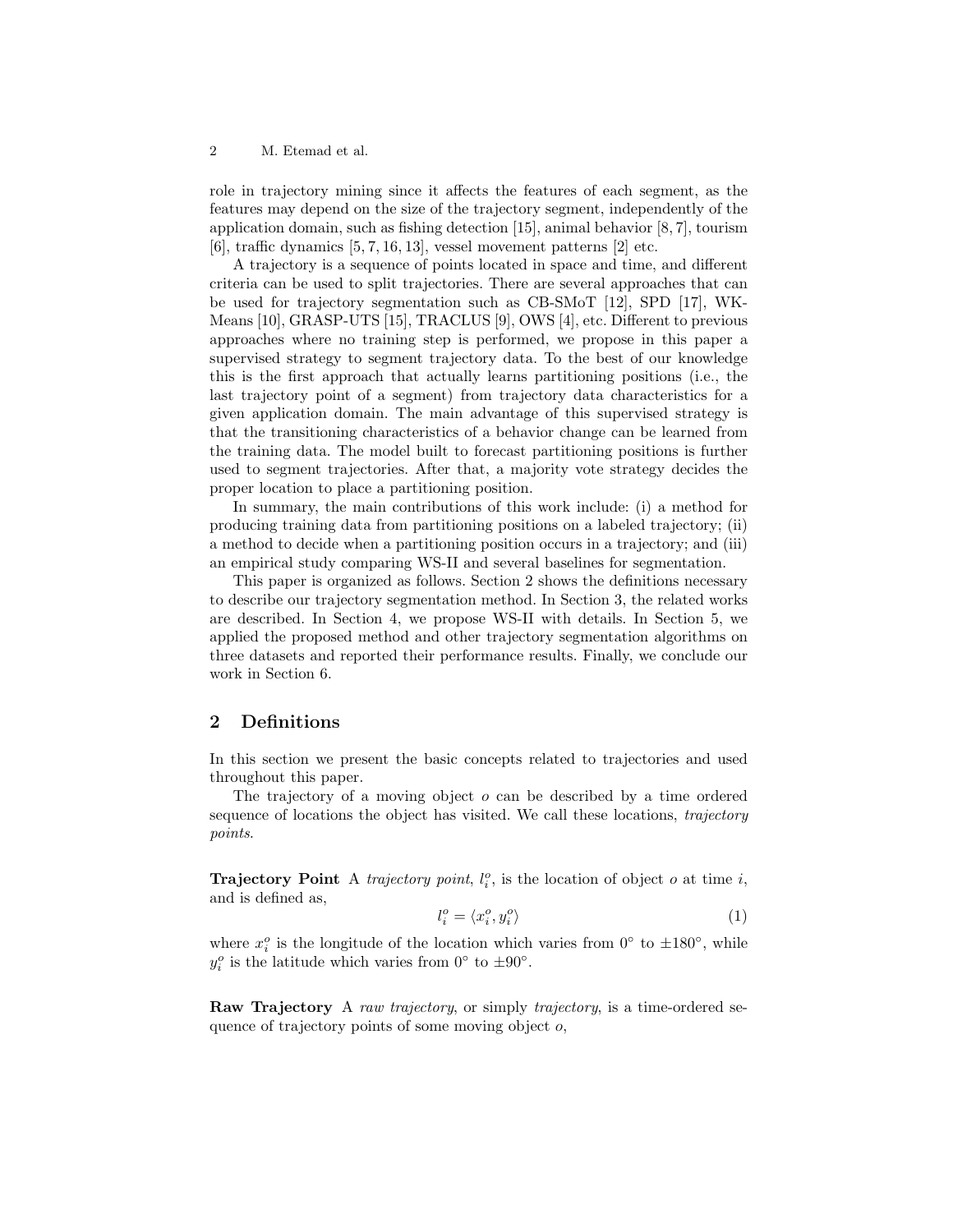role in trajectory mining since it affects the features of each segment, as the features may depend on the size of the trajectory segment, independently of the application domain, such as fishing detection [15], animal behavior [8, 7], tourism [6], traffic dynamics [5, 7, 16, 13], vessel movement patterns [2] etc.

A trajectory is a sequence of points located in space and time, and different criteria can be used to split trajectories. There are several approaches that can be used for trajectory segmentation such as CB-SMoT [12], SPD [17], WK-Means [10], GRASP-UTS [15], TRACLUS [9], OWS [4], etc. Different to previous approaches where no training step is performed, we propose in this paper a supervised strategy to segment trajectory data. To the best of our knowledge this is the first approach that actually learns partitioning positions (i.e., the last trajectory point of a segment) from trajectory data characteristics for a given application domain. The main advantage of this supervised strategy is that the transitioning characteristics of a behavior change can be learned from the training data. The model built to forecast partitioning positions is further used to segment trajectories. After that, a majority vote strategy decides the proper location to place a partitioning position.

In summary, the main contributions of this work include: (i) a method for producing training data from partitioning positions on a labeled trajectory; (ii) a method to decide when a partitioning position occurs in a trajectory; and (iii) an empirical study comparing WS-II and several baselines for segmentation.

This paper is organized as follows. Section 2 shows the definitions necessary to describe our trajectory segmentation method. In Section 3, the related works are described. In Section 4, we propose WS-II with details. In Section 5, we applied the proposed method and other trajectory segmentation algorithms on three datasets and reported their performance results. Finally, we conclude our work in Section 6.

## 2 Definitions

In this section we present the basic concepts related to trajectories and used throughout this paper.

The trajectory of a moving object $o$ can be described by a time ordered sequence of locations the object has visited. We call these locations, *trajectory points*.

**Trajectory Point** A *trajectory point*, $l_i^o$, is the location of object $o$ at time $i$, and is defined as,

$$l_i^o = \langle x_i^o, y_i^o \rangle \tag{1}$$

where $x_i^o$ is the longitude of the location which varies from $0^\circ$ to $\pm 180^\circ$, while $y_i^o$ is the latitude which varies from $0^\circ$ to $\pm 90^\circ$.

**Raw Trajectory** A *raw trajectory*, or simply *trajectory*, is a time-ordered sequence of trajectory points of some moving object $o$,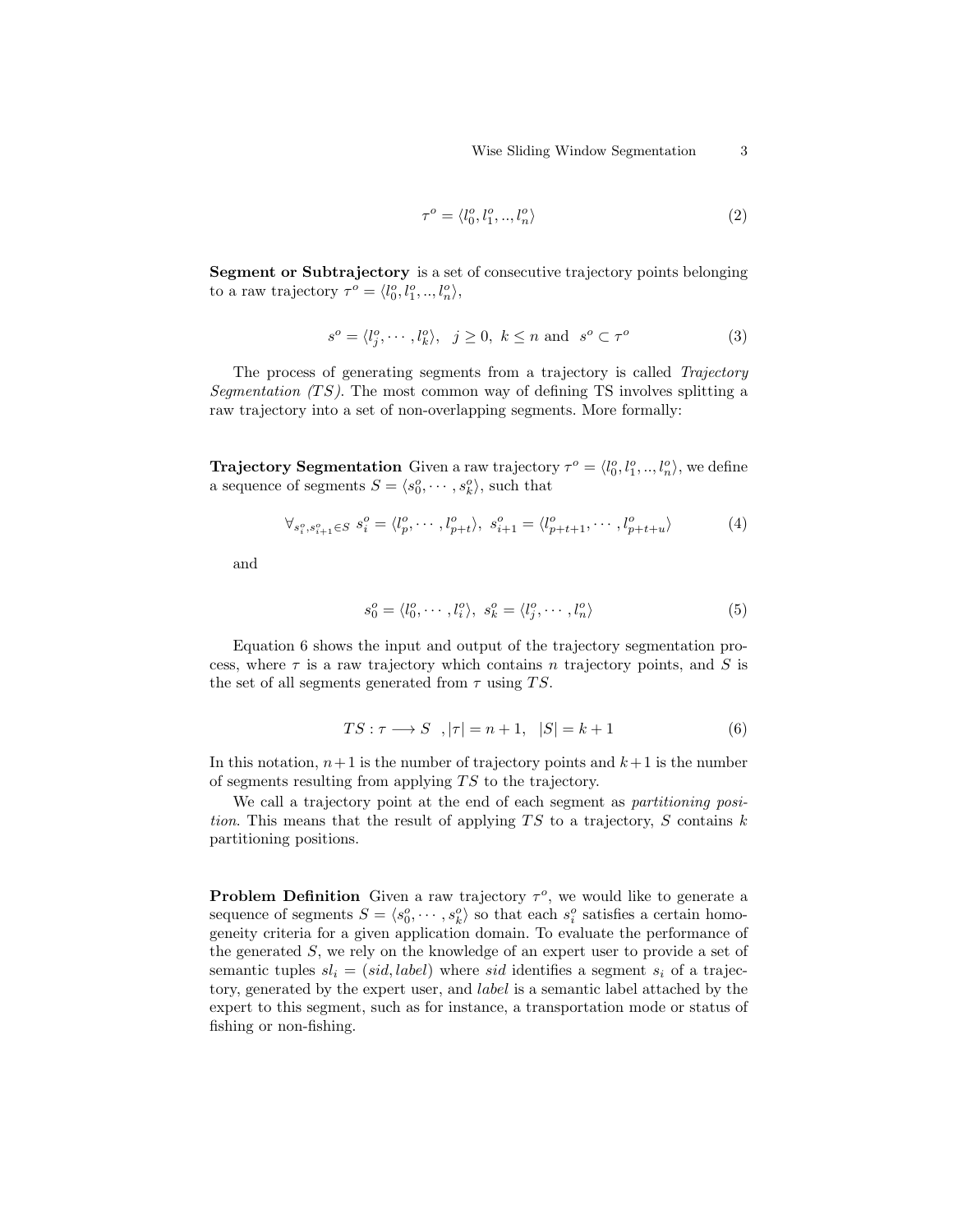$$\tau^o = \langle l_0^o, l_1^o, .., l_n^o \rangle \tag{2}$$

**Segment or Subtrajectory** is a set of consecutive trajectory points belonging to a raw trajectory $\tau^o = \langle l_0^o, l_1^o, .., l_n^o \rangle$,

$$s^o = \langle l_j^o, \cdots, l_k^o \rangle, \quad j \geq 0, \ k \leq n \text{ and } \ s^o \subset \tau^o \tag{3}$$

The process of generating segments from a trajectory is called *Trajectory Segmentation (TS)*. The most common way of defining TS involves splitting a raw trajectory into a set of non-overlapping segments. More formally:

**Trajectory Segmentation** Given a raw trajectory $\tau^o = \langle l_0^o, l_1^o, .., l_n^o \rangle$, we define a sequence of segments $S = \langle s_0^o, \cdots, s_k^o \rangle$, such that

$$\forall_{s_i^o, s_{i+1}^o \in S} \ s_i^o = \langle l_p^o, \cdots, l_{p+t}^o \rangle, \ s_{i+1}^o = \langle l_{p+t+1}^o, \cdots, l_{p+t+u}^o \rangle \tag{4}$$

and

$$s_0^o = \langle l_0^o, \cdots, l_i^o \rangle, \ s_k^o = \langle l_j^o, \cdots, l_n^o \rangle \tag{5}$$

Equation 6 shows the input and output of the trajectory segmentation process, where $\tau$ is a raw trajectory which contains $n$ trajectory points, and $S$ is the set of all segments generated from $\tau$ using $TS$.

$$TS : \tau \longrightarrow S \quad , |\tau| = n + 1, \quad |S| = k + 1 \tag{6}$$

In this notation, $n+1$ is the number of trajectory points and $k+1$ is the number of segments resulting from applying $TS$ to the trajectory.

We call a trajectory point at the end of each segment as *partitioning position*. This means that the result of applying $TS$ to a trajectory, $S$ contains $k$ partitioning positions.

**Problem Definition** Given a raw trajectory $\tau^o$, we would like to generate a sequence of segments $S = \langle s_0^o, \cdots, s_k^o \rangle$ so that each $s_i^o$ satisfies a certain homogeneity criteria for a given application domain. To evaluate the performance of the generated $S$, we rely on the knowledge of an expert user to provide a set of semantic tuples $sl_i = (sid, label)$ where $sid$ identifies a segment $s_i$ of a trajectory, generated by the expert user, and $label$ is a semantic label attached by the expert to this segment, such as for instance, a transportation mode or status of fishing or non-fishing.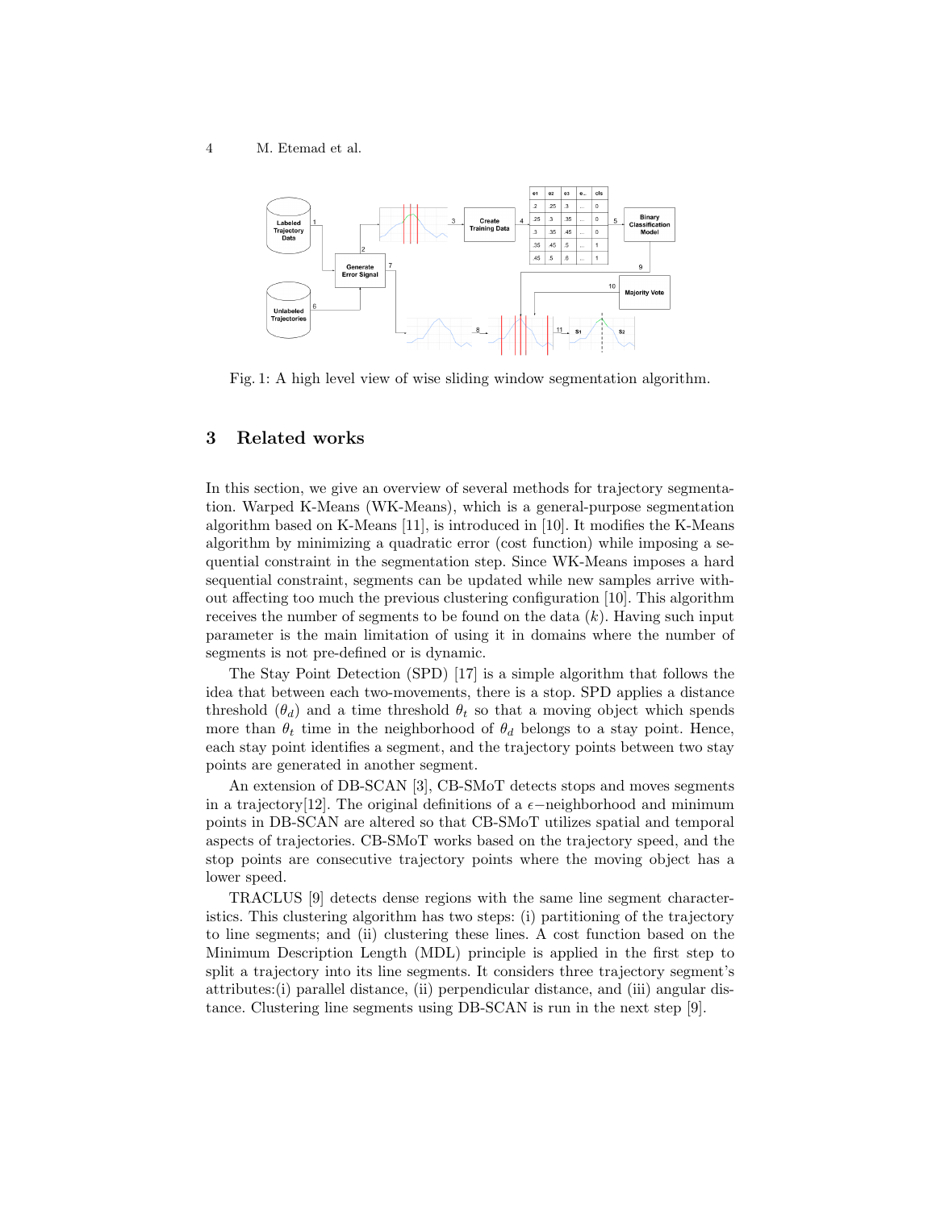Fig. 1: A high level view of wise sliding window segmentation algorithm.

## 3 Related works

In this section, we give an overview of several methods for trajectory segmentation. Warped K-Means (WK-Means), which is a general-purpose segmentation algorithm based on K-Means [11], is introduced in [10]. It modifies the K-Means algorithm by minimizing a quadratic error (cost function) while imposing a sequential constraint in the segmentation step. Since WK-Means imposes a hard sequential constraint, segments can be updated while new samples arrive without affecting too much the previous clustering configuration [10]. This algorithm receives the number of segments to be found on the data ($k$). Having such input parameter is the main limitation of using it in domains where the number of segments is not pre-defined or is dynamic.

The Stay Point Detection (SPD) [17] is a simple algorithm that follows the idea that between each two-movements, there is a stop. SPD applies a distance threshold ($\theta_d$) and a time threshold $\theta_t$ so that a moving object which spends more than $\theta_t$ time in the neighborhood of $\theta_d$ belongs to a stay point. Hence, each stay point identifies a segment, and the trajectory points between two stay points are generated in another segment.

An extension of DB-SCAN [3], CB-SMoT detects stops and moves segments in a trajectory[12]. The original definitions of a $\epsilon-$neighborhood and minimum points in DB-SCAN are altered so that CB-SMoT utilizes spatial and temporal aspects of trajectories. CB-SMoT works based on the trajectory speed, and the stop points are consecutive trajectory points where the moving object has a lower speed.

TRACLUS [9] detects dense regions with the same line segment characteristics. This clustering algorithm has two steps: (i) partitioning of the trajectory to line segments; and (ii) clustering these lines. A cost function based on the Minimum Description Length (MDL) principle is applied in the first step to split a trajectory into its line segments. It considers three trajectory segment's attributes:(i) parallel distance, (ii) perpendicular distance, and (iii) angular distance. Clustering line segments using DB-SCAN is run in the next step [9].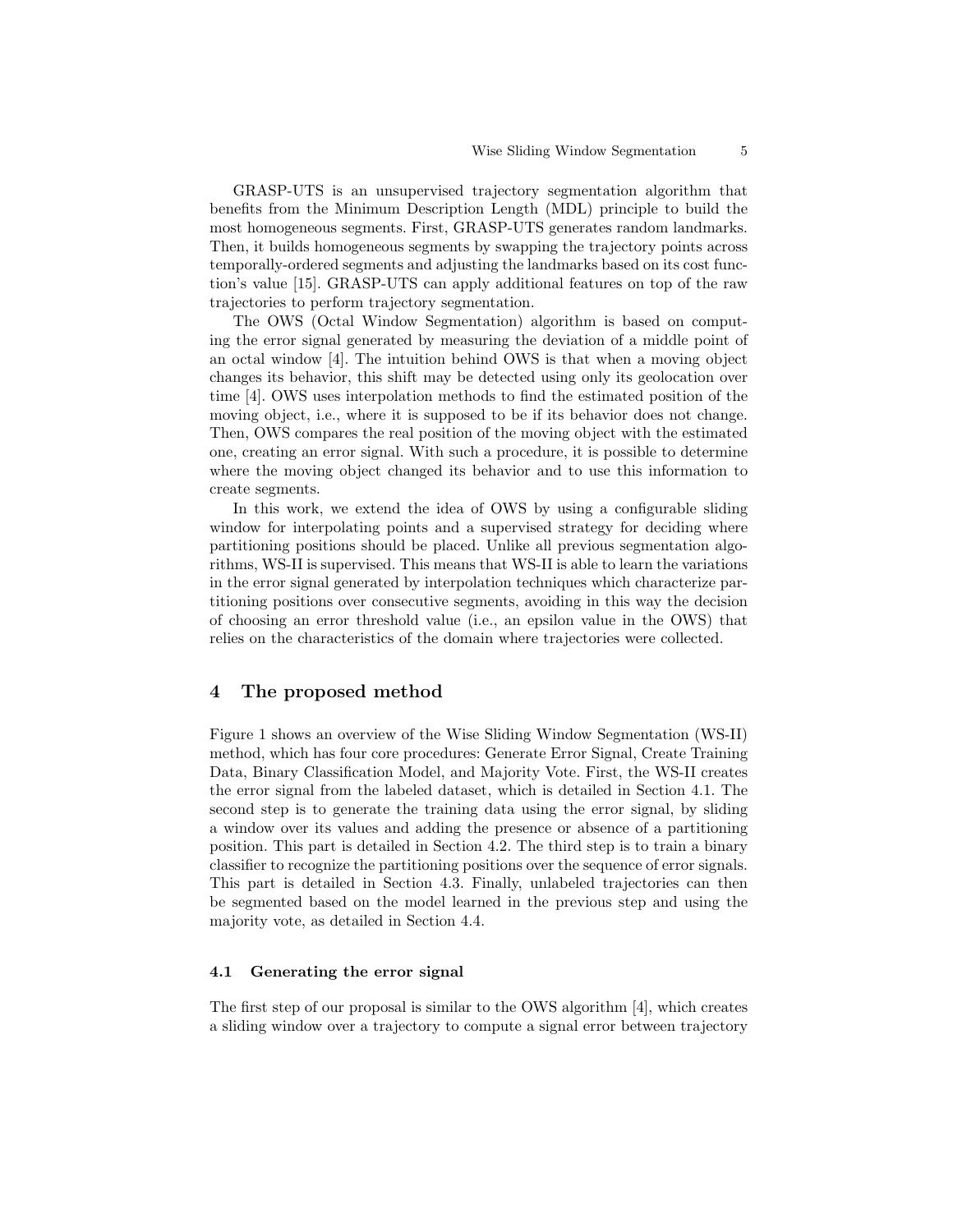GRASP-UTS is an unsupervised trajectory segmentation algorithm that benefits from the Minimum Description Length (MDL) principle to build the most homogeneous segments. First, GRASP-UTS generates random landmarks. Then, it builds homogeneous segments by swapping the trajectory points across temporally-ordered segments and adjusting the landmarks based on its cost function's value [15]. GRASP-UTS can apply additional features on top of the raw trajectories to perform trajectory segmentation.

The OWS (Octal Window Segmentation) algorithm is based on computing the error signal generated by measuring the deviation of a middle point of an octal window [4]. The intuition behind OWS is that when a moving object changes its behavior, this shift may be detected using only its geolocation over time [4]. OWS uses interpolation methods to find the estimated position of the moving object, i.e., where it is supposed to be if its behavior does not change. Then, OWS compares the real position of the moving object with the estimated one, creating an error signal. With such a procedure, it is possible to determine where the moving object changed its behavior and to use this information to create segments.

In this work, we extend the idea of OWS by using a configurable sliding window for interpolating points and a supervised strategy for deciding where partitioning positions should be placed. Unlike all previous segmentation algorithms, WS-II is supervised. This means that WS-II is able to learn the variations in the error signal generated by interpolation techniques which characterize partitioning positions over consecutive segments, avoiding in this way the decision of choosing an error threshold value (i.e., an epsilon value in the OWS) that relies on the characteristics of the domain where trajectories were collected.

## 4 The proposed method

Figure 1 shows an overview of the Wise Sliding Window Segmentation (WS-II) method, which has four core procedures: Generate Error Signal, Create Training Data, Binary Classification Model, and Majority Vote. First, the WS-II creates the error signal from the labeled dataset, which is detailed in Section 4.1. The second step is to generate the training data using the error signal, by sliding a window over its values and adding the presence or absence of a partitioning position. This part is detailed in Section 4.2. The third step is to train a binary classifier to recognize the partitioning positions over the sequence of error signals. This part is detailed in Section 4.3. Finally, unlabeled trajectories can then be segmented based on the model learned in the previous step and using the majority vote, as detailed in Section 4.4.

### 4.1 Generating the error signal

The first step of our proposal is similar to the OWS algorithm [4], which creates a sliding window over a trajectory to compute a signal error between trajectory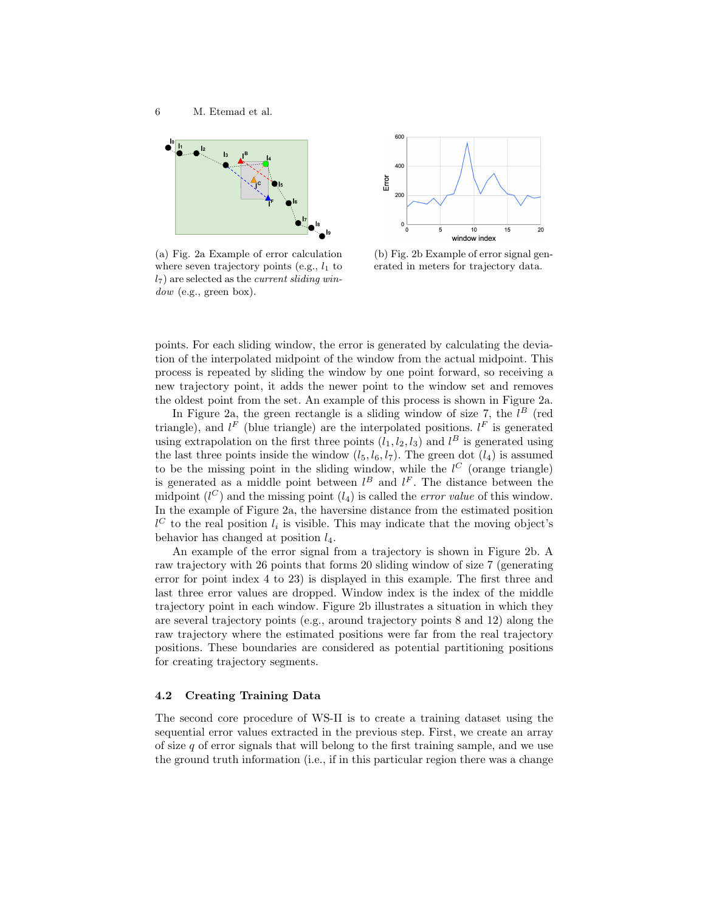(a) Fig. 2a Example of error calculation where seven trajectory points (e.g., $l_1$ to $l_7$) are selected as the *current sliding window* (e.g., green box).

(b) Fig. 2b Example of error signal generated in meters for trajectory data.

points. For each sliding window, the error is generated by calculating the deviation of the interpolated midpoint of the window from the actual midpoint. This process is repeated by sliding the window by one point forward, so receiving a new trajectory point, it adds the newer point to the window set and removes the oldest point from the set. An example of this process is shown in Figure 2a.

In Figure 2a, the green rectangle is a sliding window of size 7, the $l^B$ (red triangle), and $l^F$ (blue triangle) are the interpolated positions. $l^F$ is generated using extrapolation on the first three points ($l_1, l_2, l_3$) and $l^B$ is generated using the last three points inside the window ($l_5, l_6, l_7$). The green dot ($l_4$) is assumed to be the missing point in the sliding window, while the $l^C$ (orange triangle) is generated as a middle point between $l^B$ and $l^F$. The distance between the midpoint ($l^C$) and the missing point ($l_4$) is called the *error value* of this window. In the example of Figure 2a, the haversine distance from the estimated position $l^C$ to the real position $l_i$ is visible. This may indicate that the moving object's behavior has changed at position $l_4$.

An example of the error signal from a trajectory is shown in Figure 2b. A raw trajectory with 26 points that forms 20 sliding window of size 7 (generating error for point index 4 to 23) is displayed in this example. The first three and last three error values are dropped. Window index is the index of the middle trajectory point in each window. Figure 2b illustrates a situation in which they are several trajectory points (e.g., around trajectory points 8 and 12) along the raw trajectory where the estimated positions were far from the real trajectory positions. These boundaries are considered as potential partitioning positions for creating trajectory segments.

### 4.2 Creating Training Data

The second core procedure of WS-II is to create a training dataset using the sequential error values extracted in the previous step. First, we create an array of size $q$ of error signals that will belong to the first training sample, and we use the ground truth information (i.e., if in this particular region there was a change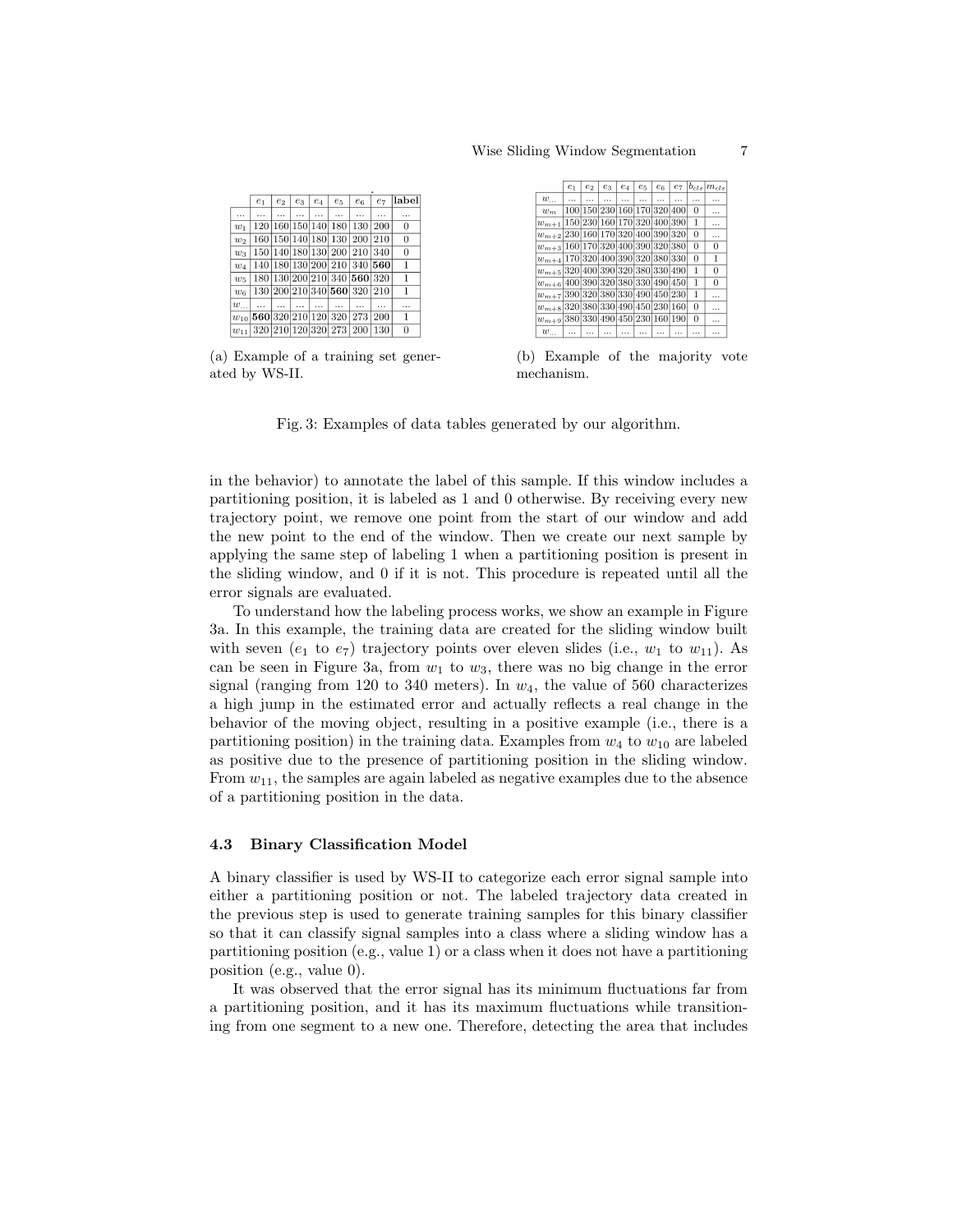|  | $e_1$ | $e_2$ | $e_3$ | $e_4$ | $e_5$ | $e_6$ | $e_7$ | **label** |
|---|---|---|---|---|---|---|---|---|
| ... | ... | ... | ... | ... | ... | ... | ... | ... |
| $w_1$ | 120 | 160 | 150 | 140 | 180 | 130 | 200 | 0 |
| $w_2$ | 160 | 150 | 140 | 180 | 130 | 200 | 210 | 0 |
| $w_3$ | 150 | 140 | 180 | 130 | 200 | 210 | 340 | 0 |
| $w_4$ | 140 | 180 | 130 | 200 | 210 | 340 | **560** | 1 |
| $w_5$ | 180 | 130 | 200 | 210 | 340 | **560** | 320 | 1 |
| $w_6$ | 130 | 200 | 210 | 340 | **560** | 320 | 210 | 1 |
| $w_{...}$ | ... | ... | ... | ... | ... | ... | ... | ... |
| $w_{10}$ | **560** | 320 | 210 | 120 | 320 | 273 | 200 | 1 |
| $w_{11}$ | 320 | 210 | 120 | 320 | 273 | 200 | 130 | 0 |

(a) Example of a training set generated by WS-II.

|  | $e_1$ | $e_2$ | $e_3$ | $e_4$ | $e_5$ | $e_6$ | $e_7$ | $b_{cls}$ | $m_{cls}$ |
|---|---|---|---|---|---|---|---|---|---|
| $w_{...}$ | ... | ... | ... | ... | ... | ... | ... | ... | ... |
| $w_m$ | 100 | 150 | 230 | 160 | 170 | 320 | 400 | 0 | ... |
| $w_{m+1}$ | 150 | 230 | 160 | 170 | 320 | 400 | 390 | 1 | ... |
| $w_{m+2}$ | 230 | 160 | 170 | 320 | 400 | 390 | 320 | 0 | ... |
| $w_{m+3}$ | 160 | 170 | 320 | 400 | 390 | 320 | 380 | 0 | 0 |
| $w_{m+4}$ | 170 | 320 | 400 | 390 | 320 | 380 | 330 | 0 | 1 |
| $w_{m+5}$ | 320 | 400 | 390 | 320 | 380 | 330 | 490 | 1 | 0 |
| $w_{m+6}$ | 400 | 390 | 320 | 380 | 330 | 490 | 450 | 1 | 0 |
| $w_{m+7}$ | 390 | 320 | 380 | 330 | 490 | 450 | 230 | 1 | ... |
| $w_{m+8}$ | 320 | 380 | 330 | 490 | 450 | 230 | 160 | 0 | ... |
| $w_{m+9}$ | 380 | 330 | 490 | 450 | 230 | 160 | 190 | 0 | ... |
| $w_{...}$ | ... | ... | ... | ... | ... | ... | ... | ... | ... |

(b) Example of the majority vote mechanism.

Fig. 3: Examples of data tables generated by our algorithm.

in the behavior) to annotate the label of this sample. If this window includes a partitioning position, it is labeled as 1 and 0 otherwise. By receiving every new trajectory point, we remove one point from the start of our window and add the new point to the end of the window. Then we create our next sample by applying the same step of labeling 1 when a partitioning position is present in the sliding window, and 0 if it is not. This procedure is repeated until all the error signals are evaluated.

To understand how the labeling process works, we show an example in Figure 3a. In this example, the training data are created for the sliding window built with seven ($e_1$ to $e_7$) trajectory points over eleven slides (i.e., $w_1$ to $w_{11}$). As can be seen in Figure 3a, from $w_1$ to $w_3$, there was no big change in the error signal (ranging from 120 to 340 meters). In $w_4$, the value of 560 characterizes a high jump in the estimated error and actually reflects a real change in the behavior of the moving object, resulting in a positive example (i.e., there is a partitioning position) in the training data. Examples from $w_4$ to $w_{10}$ are labeled as positive due to the presence of partitioning position in the sliding window. From $w_{11}$, the samples are again labeled as negative examples due to the absence of a partitioning position in the data.

### 4.3 Binary Classification Model

A binary classifier is used by WS-II to categorize each error signal sample into either a partitioning position or not. The labeled trajectory data created in the previous step is used to generate training samples for this binary classifier so that it can classify signal samples into a class where a sliding window has a partitioning position (e.g., value 1) or a class when it does not have a partitioning position (e.g., value 0).

It was observed that the error signal has its minimum fluctuations far from a partitioning position, and it has its maximum fluctuations while transitioning from one segment to a new one. Therefore, detecting the area that includes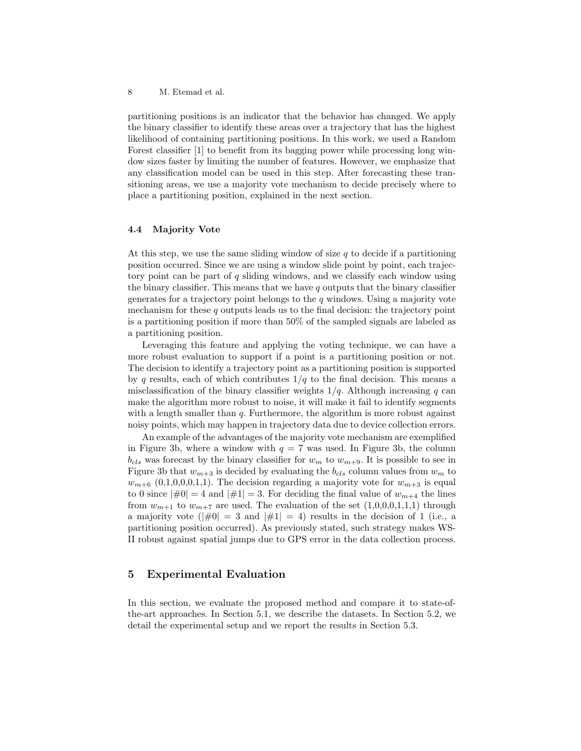partitioning positions is an indicator that the behavior has changed. We apply the binary classifier to identify these areas over a trajectory that has the highest likelihood of containing partitioning positions. In this work, we used a Random Forest classifier [1] to benefit from its bagging power while processing long window sizes faster by limiting the number of features. However, we emphasize that any classification model can be used in this step. After forecasting these transitioning areas, we use a majority vote mechanism to decide precisely where to place a partitioning position, explained in the next section.

### 4.4 Majority Vote

At this step, we use the same sliding window of size $q$ to decide if a partitioning position occurred. Since we are using a window slide point by point, each trajectory point can be part of $q$ sliding windows, and we classify each window using the binary classifier. This means that we have $q$ outputs that the binary classifier generates for a trajectory point belongs to the $q$ windows. Using a majority vote mechanism for these $q$ outputs leads us to the final decision: the trajectory point is a partitioning position if more than 50% of the sampled signals are labeled as a partitioning position.

Leveraging this feature and applying the voting technique, we can have a more robust evaluation to support if a point is a partitioning position or not. The decision to identify a trajectory point as a partitioning position is supported by $q$ results, each of which contributes $1/q$ to the final decision. This means a misclassification of the binary classifier weights $1/q$. Although increasing $q$ can make the algorithm more robust to noise, it will make it fail to identify segments with a length smaller than $q$. Furthermore, the algorithm is more robust against noisy points, which may happen in trajectory data due to device collection errors.

An example of the advantages of the majority vote mechanism are exemplified in Figure 3b, where a window with $q = 7$ was used. In Figure 3b, the column $b_{cls}$ was forecast by the binary classifier for $w_m$ to $w_{m+9}$. It is possible to see in Figure 3b that $w_{m+3}$ is decided by evaluating the $b_{cls}$ column values from $w_m$ to $w_{m+6}$ (0,1,0,0,0,1,1). The decision regarding a majority vote for $w_{m+3}$ is equal to 0 since $|\#0| = 4$ and $|\#1| = 3$. For deciding the final value of $w_{m+4}$ the lines from $w_{m+1}$ to $w_{m+7}$ are used. The evaluation of the set (1,0,0,0,1,1,1) through a majority vote ($|\#0| = 3$ and $|\#1| = 4$) results in the decision of 1 (i.e., a partitioning position occurred). As previously stated, such strategy makes WS-II robust against spatial jumps due to GPS error in the data collection process.

## 5 Experimental Evaluation

In this section, we evaluate the proposed method and compare it to state-of-the-art approaches. In Section 5.1, we describe the datasets. In Section 5.2, we detail the experimental setup and we report the results in Section 5.3.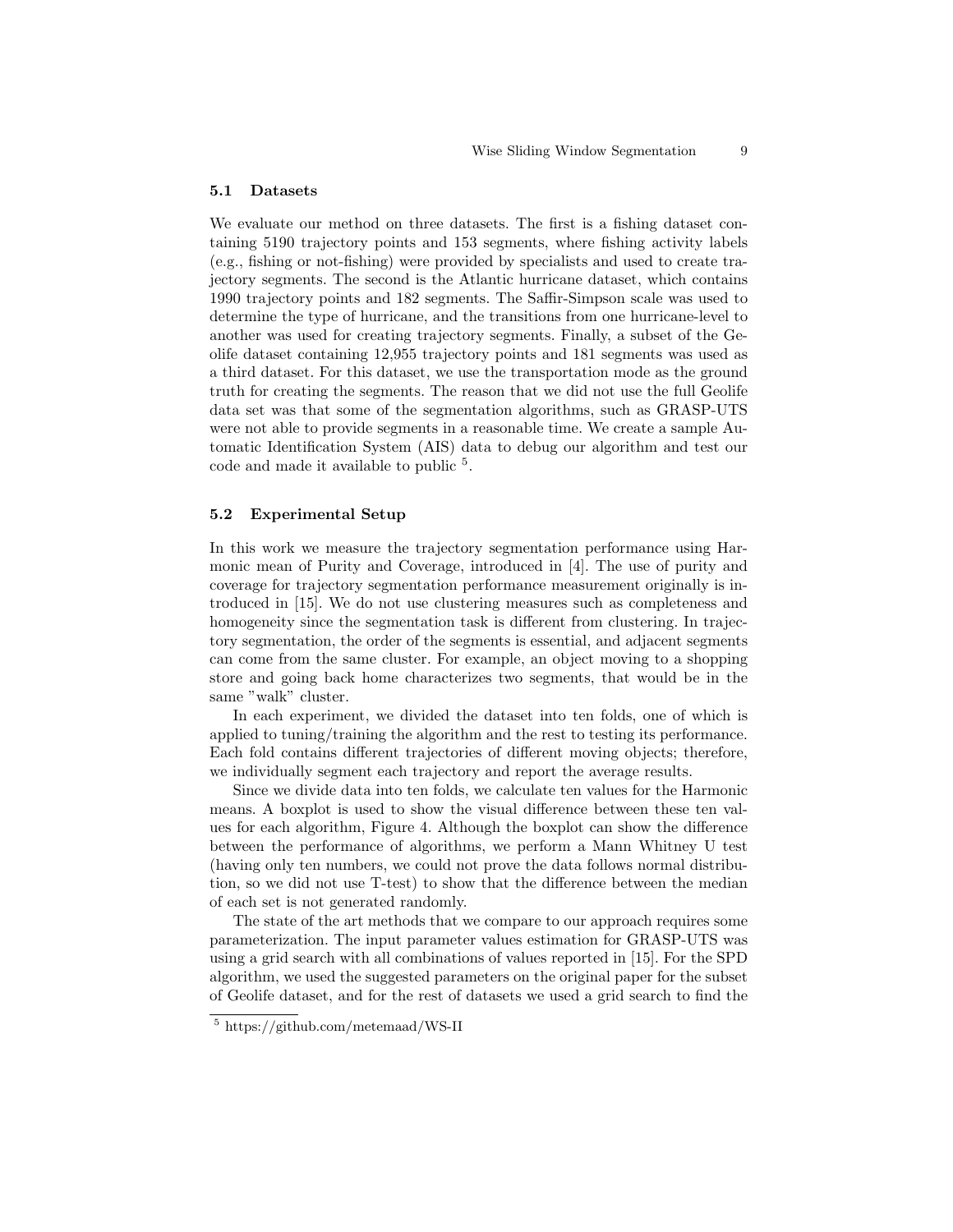### 5.1 Datasets

We evaluate our method on three datasets. The first is a fishing dataset containing 5190 trajectory points and 153 segments, where fishing activity labels (e.g., fishing or not-fishing) were provided by specialists and used to create trajectory segments. The second is the Atlantic hurricane dataset, which contains 1990 trajectory points and 182 segments. The Saffir-Simpson scale was used to determine the type of hurricane, and the transitions from one hurricane-level to another was used for creating trajectory segments. Finally, a subset of the Geolife dataset containing 12,955 trajectory points and 181 segments was used as a third dataset. For this dataset, we use the transportation mode as the ground truth for creating the segments. The reason that we did not use the full Geolife data set was that some of the segmentation algorithms, such as GRASP-UTS were not able to provide segments in a reasonable time. We create a sample Automatic Identification System (AIS) data to debug our algorithm and test our code and made it available to public [5].

### 5.2 Experimental Setup

In this work we measure the trajectory segmentation performance using Harmonic mean of Purity and Coverage, introduced in [4]. The use of purity and coverage for trajectory segmentation performance measurement originally is introduced in [15]. We do not use clustering measures such as completeness and homogeneity since the segmentation task is different from clustering. In trajectory segmentation, the order of the segments is essential, and adjacent segments can come from the same cluster. For example, an object moving to a shopping store and going back home characterizes two segments, that would be in the same "walk" cluster.

In each experiment, we divided the dataset into ten folds, one of which is applied to tuning/training the algorithm and the rest to testing its performance. Each fold contains different trajectories of different moving objects; therefore, we individually segment each trajectory and report the average results.

Since we divide data into ten folds, we calculate ten values for the Harmonic means. A boxplot is used to show the visual difference between these ten values for each algorithm, Figure 4. Although the boxplot can show the difference between the performance of algorithms, we perform a Mann Whitney U test (having only ten numbers, we could not prove the data follows normal distribution, so we did not use T-test) to show that the difference between the median of each set is not generated randomly.

The state of the art methods that we compare to our approach requires some parameterization. The input parameter values estimation for GRASP-UTS was using a grid search with all combinations of values reported in [15]. For the SPD algorithm, we used the suggested parameters on the original paper for the subset of Geolife dataset, and for the rest of datasets we used a grid search to find the

[5] https://github.com/metemaad/WS-II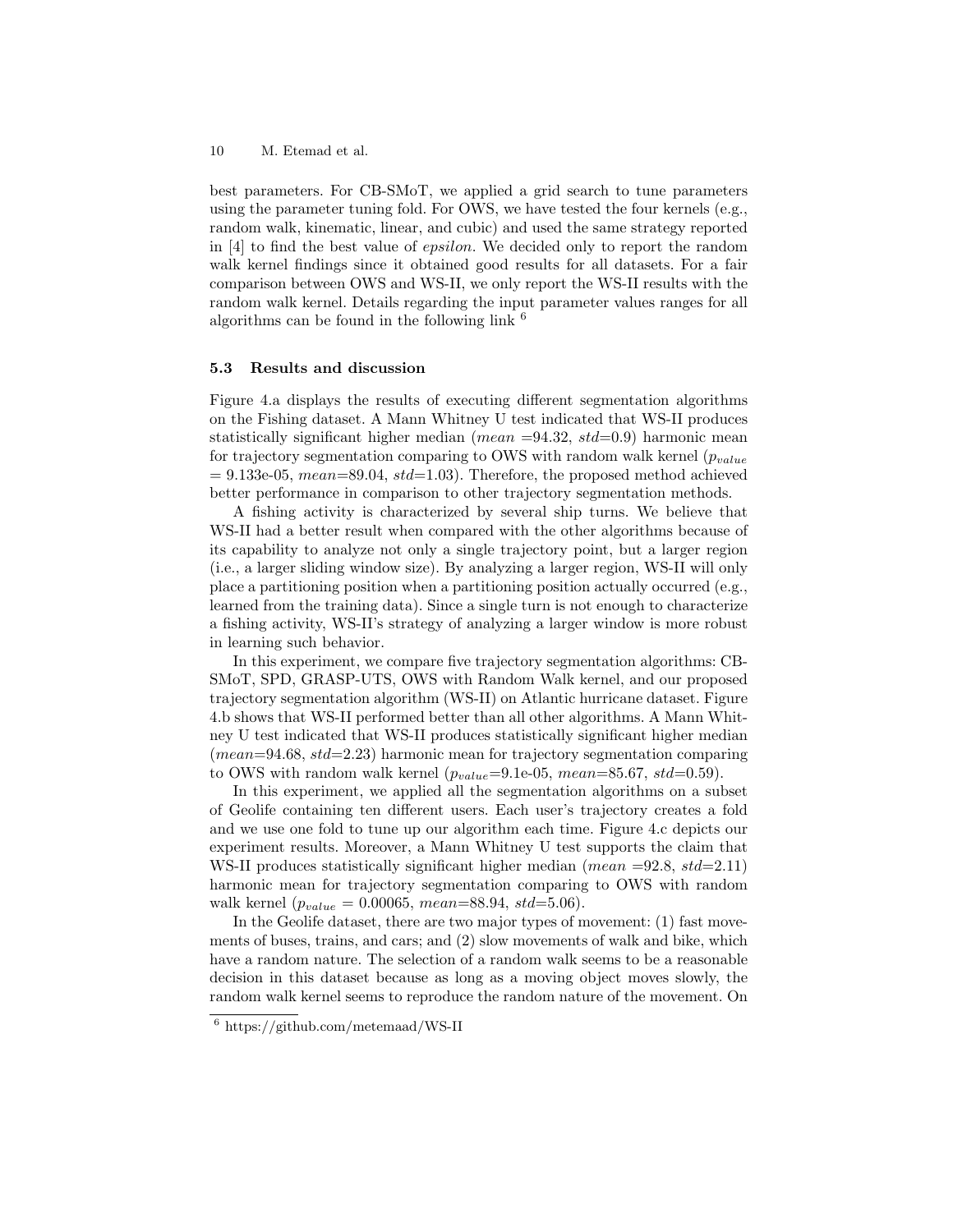best parameters. For CB-SMoT, we applied a grid search to tune parameters using the parameter tuning fold. For OWS, we have tested the four kernels (e.g., random walk, kinematic, linear, and cubic) and used the same strategy reported in [4] to find the best value of *epsilon*. We decided only to report the random walk kernel findings since it obtained good results for all datasets. For a fair comparison between OWS and WS-II, we only report the WS-II results with the random walk kernel. Details regarding the input parameter values ranges for all algorithms can be found in the following link [6]

### 5.3 Results and discussion

Figure 4.a displays the results of executing different segmentation algorithms on the Fishing dataset. A Mann Whitney U test indicated that WS-II produces statistically significant higher median ($mean$ =94.32, $std$=0.9) harmonic mean for trajectory segmentation comparing to OWS with random walk kernel ($p_{value}$ = 9.133e-05, $mean$=89.04, $std$=1.03). Therefore, the proposed method achieved better performance in comparison to other trajectory segmentation methods.

A fishing activity is characterized by several ship turns. We believe that WS-II had a better result when compared with the other algorithms because of its capability to analyze not only a single trajectory point, but a larger region (i.e., a larger sliding window size). By analyzing a larger region, WS-II will only place a partitioning position when a partitioning position actually occurred (e.g., learned from the training data). Since a single turn is not enough to characterize a fishing activity, WS-II's strategy of analyzing a larger window is more robust in learning such behavior.

In this experiment, we compare five trajectory segmentation algorithms: CB-SMoT, SPD, GRASP-UTS, OWS with Random Walk kernel, and our proposed trajectory segmentation algorithm (WS-II) on Atlantic hurricane dataset. Figure 4.b shows that WS-II performed better than all other algorithms. A Mann Whitney U test indicated that WS-II produces statistically significant higher median ($mean$=94.68, $std$=2.23) harmonic mean for trajectory segmentation comparing to OWS with random walk kernel ($p_{value}$=9.1e-05, $mean$=85.67, $std$=0.59).

In this experiment, we applied all the segmentation algorithms on a subset of Geolife containing ten different users. Each user's trajectory creates a fold and we use one fold to tune up our algorithm each time. Figure 4.c depicts our experiment results. Moreover, a Mann Whitney U test supports the claim that WS-II produces statistically significant higher median ($mean$ =92.8, $std$=2.11) harmonic mean for trajectory segmentation comparing to OWS with random walk kernel ($p_{value}$ = 0.00065, $mean$=88.94, $std$=5.06).

In the Geolife dataset, there are two major types of movement: (1) fast movements of buses, trains, and cars; and (2) slow movements of walk and bike, which have a random nature. The selection of a random walk seems to be a reasonable decision in this dataset because as long as a moving object moves slowly, the random walk kernel seems to reproduce the random nature of the movement. On

[6] https://github.com/metemaad/WS-II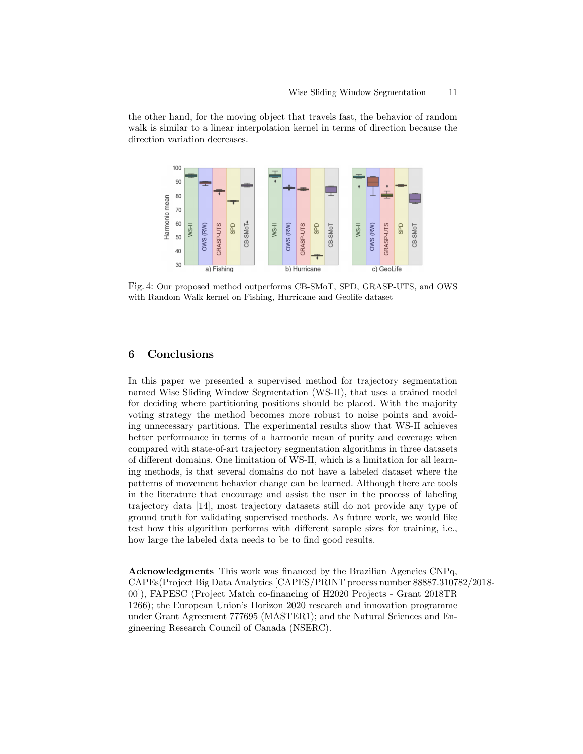the other hand, for the moving object that travels fast, the behavior of random walk is similar to a linear interpolation kernel in terms of direction because the direction variation decreases.

Fig. 4: Our proposed method outperforms CB-SMoT, SPD, GRASP-UTS, and OWS with Random Walk kernel on Fishing, Hurricane and Geolife dataset

## 6 Conclusions

In this paper we presented a supervised method for trajectory segmentation named Wise Sliding Window Segmentation (WS-II), that uses a trained model for deciding where partitioning positions should be placed. With the majority voting strategy the method becomes more robust to noise points and avoiding unnecessary partitions. The experimental results show that WS-II achieves better performance in terms of a harmonic mean of purity and coverage when compared with state-of-art trajectory segmentation algorithms in three datasets of different domains. One limitation of WS-II, which is a limitation for all learning methods, is that several domains do not have a labeled dataset where the patterns of movement behavior change can be learned. Although there are tools in the literature that encourage and assist the user in the process of labeling trajectory data [14], most trajectory datasets still do not provide any type of ground truth for validating supervised methods. As future work, we would like test how this algorithm performs with different sample sizes for training, i.e., how large the labeled data needs to be to find good results.

**Acknowledgments** This work was financed by the Brazilian Agencies CNPq, CAPEs(Project Big Data Analytics [CAPES/PRINT process number 88887.310782/2018-00]), FAPESC (Project Match co-financing of H2020 Projects - Grant 2018TR 1266); the European Union's Horizon 2020 research and innovation programme under Grant Agreement 777695 (MASTER1); and the Natural Sciences and Engineering Research Council of Canada (NSERC).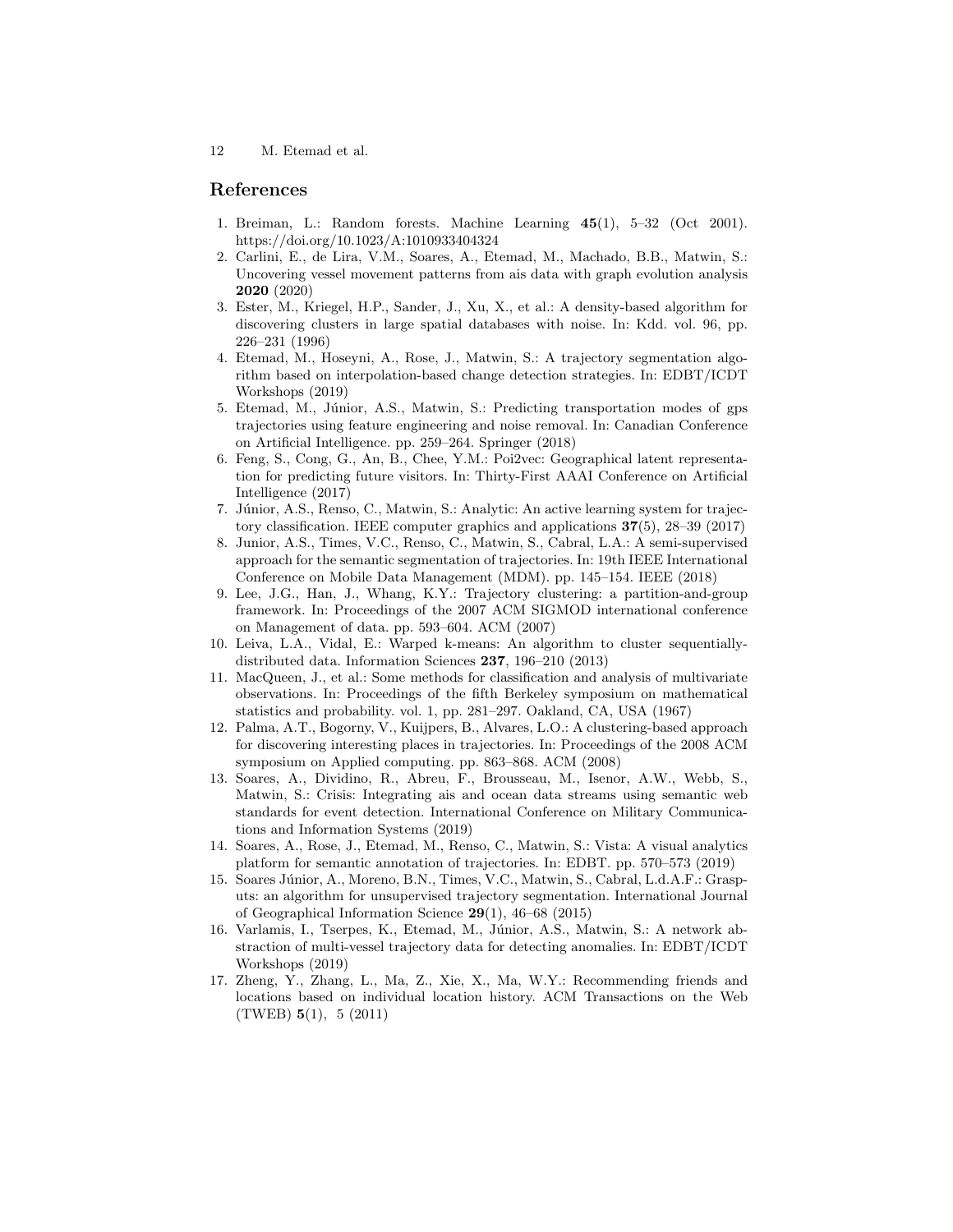## References

1. Breiman, L.: Random forests. Machine Learning **45**(1), 5–32 (Oct 2001). https://doi.org/10.1023/A:1010933404324
2. Carlini, E., de Lira, V.M., Soares, A., Etemad, M., Machado, B.B., Matwin, S.: Uncovering vessel movement patterns from ais data with graph evolution analysis **2020** (2020)
3. Ester, M., Kriegel, H.P., Sander, J., Xu, X., et al.: A density-based algorithm for discovering clusters in large spatial databases with noise. In: Kdd. vol. 96, pp. 226–231 (1996)
4. Etemad, M., Hoseyni, A., Rose, J., Matwin, S.: A trajectory segmentation algorithm based on interpolation-based change detection strategies. In: EDBT/ICDT Workshops (2019)
5. Etemad, M., Júnior, A.S., Matwin, S.: Predicting transportation modes of gps trajectories using feature engineering and noise removal. In: Canadian Conference on Artificial Intelligence. pp. 259–264. Springer (2018)
6. Feng, S., Cong, G., An, B., Chee, Y.M.: Poi2vec: Geographical latent representation for predicting future visitors. In: Thirty-First AAAI Conference on Artificial Intelligence (2017)
7. Júnior, A.S., Renso, C., Matwin, S.: Analytic: An active learning system for trajectory classification. IEEE computer graphics and applications **37**(5), 28–39 (2017)
8. Junior, A.S., Times, V.C., Renso, C., Matwin, S., Cabral, L.A.: A semi-supervised approach for the semantic segmentation of trajectories. In: 19th IEEE International Conference on Mobile Data Management (MDM). pp. 145–154. IEEE (2018)
9. Lee, J.G., Han, J., Whang, K.Y.: Trajectory clustering: a partition-and-group framework. In: Proceedings of the 2007 ACM SIGMOD international conference on Management of data. pp. 593–604. ACM (2007)
10. Leiva, L.A., Vidal, E.: Warped k-means: An algorithm to cluster sequentially-distributed data. Information Sciences **237**, 196–210 (2013)
11. MacQueen, J., et al.: Some methods for classification and analysis of multivariate observations. In: Proceedings of the fifth Berkeley symposium on mathematical statistics and probability. vol. 1, pp. 281–297. Oakland, CA, USA (1967)
12. Palma, A.T., Bogorny, V., Kuijpers, B., Alvares, L.O.: A clustering-based approach for discovering interesting places in trajectories. In: Proceedings of the 2008 ACM symposium on Applied computing. pp. 863–868. ACM (2008)
13. Soares, A., Dividino, R., Abreu, F., Brousseau, M., Isenor, A.W., Webb, S., Matwin, S.: Crisis: Integrating ais and ocean data streams using semantic web standards for event detection. International Conference on Military Communications and Information Systems (2019)
14. Soares, A., Rose, J., Etemad, M., Renso, C., Matwin, S.: Vista: A visual analytics platform for semantic annotation of trajectories. In: EDBT. pp. 570–573 (2019)
15. Soares Júnior, A., Moreno, B.N., Times, V.C., Matwin, S., Cabral, L.d.A.F.: Grasp-uts: an algorithm for unsupervised trajectory segmentation. International Journal of Geographical Information Science **29**(1), 46–68 (2015)
16. Varlamis, I., Tserpes, K., Etemad, M., Júnior, A.S., Matwin, S.: A network abstraction of multi-vessel trajectory data for detecting anomalies. In: EDBT/ICDT Workshops (2019)
17. Zheng, Y., Zhang, L., Ma, Z., Xie, X., Ma, W.Y.: Recommending friends and locations based on individual location history. ACM Transactions on the Web (TWEB) **5**(1), 5 (2011)